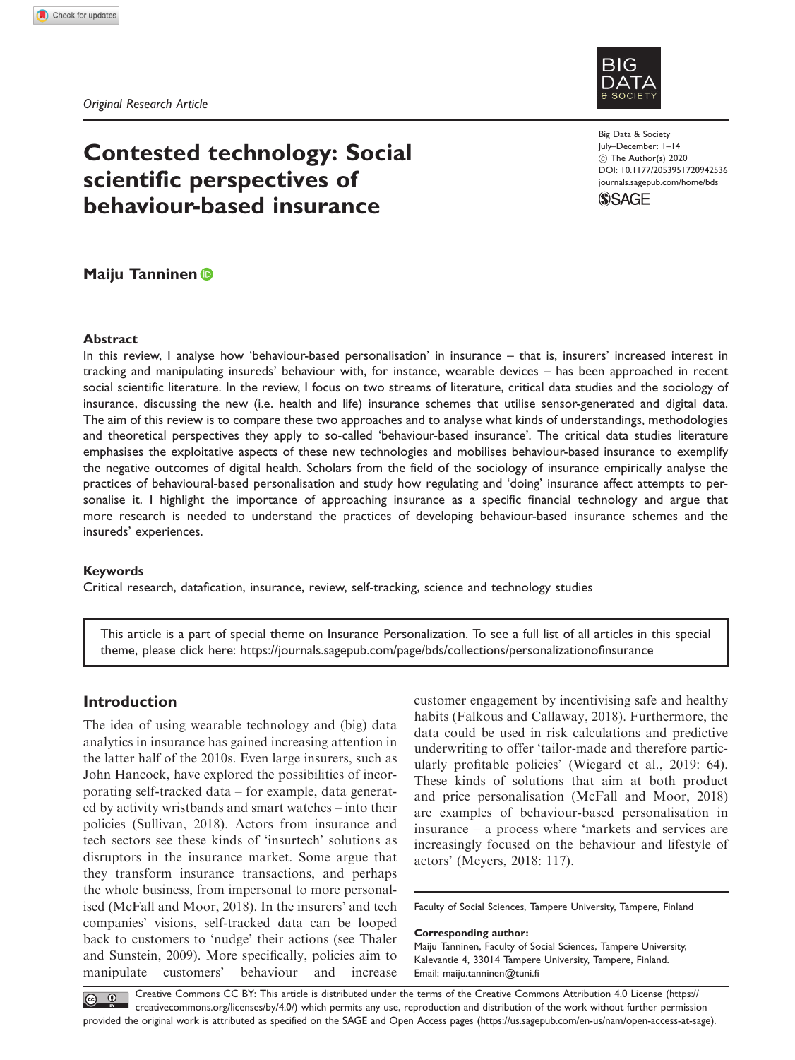Original Research Article

# Contested technology: Social scientific perspectives of behaviour-based insurance

Big Data & Society
July–December: 1–14
© The Author(s) 2020
DOI: 10.1177/2053951720942536
journals.sagepub.com/home/bds

**Maiju Tanninen**

### Abstract

In this review, I analyse how 'behaviour-based personalisation' in insurance – that is, insurers' increased interest in tracking and manipulating insureds' behaviour with, for instance, wearable devices – has been approached in recent social scientific literature. In the review, I focus on two streams of literature, critical data studies and the sociology of insurance, discussing the new (i.e. health and life) insurance schemes that utilise sensor-generated and digital data. The aim of this review is to compare these two approaches and to analyse what kinds of understandings, methodologies and theoretical perspectives they apply to so-called 'behaviour-based insurance'. The critical data studies literature emphasises the exploitative aspects of these new technologies and mobilises behaviour-based insurance to exemplify the negative outcomes of digital health. Scholars from the field of the sociology of insurance empirically analyse the practices of behavioural-based personalisation and study how regulating and 'doing' insurance affect attempts to personalise it. I highlight the importance of approaching insurance as a specific financial technology and argue that more research is needed to understand the practices of developing behaviour-based insurance schemes and the insureds' experiences.

### Keywords

Critical research, datafication, insurance, review, self-tracking, science and technology studies

This article is a part of special theme on Insurance Personalization. To see a full list of all articles in this special theme, please click here: https://journals.sagepub.com/page/bds/collections/personalizationofinsurance

## Introduction

The idea of using wearable technology and (big) data analytics in insurance has gained increasing attention in the latter half of the 2010s. Even large insurers, such as John Hancock, have explored the possibilities of incorporating self-tracked data – for example, data generated by activity wristbands and smart watches – into their policies (Sullivan, 2018). Actors from insurance and tech sectors see these kinds of 'insurtech' solutions as disruptors in the insurance market. Some argue that they transform insurance transactions, and perhaps the whole business, from impersonal to more personalised (McFall and Moor, 2018). In the insurers' and tech companies' visions, self-tracked data can be looped back to customers to 'nudge' their actions (see Thaler and Sunstein, 2009). More specifically, policies aim to manipulate customers' behaviour and increase customer engagement by incentivising safe and healthy habits (Falkous and Callaway, 2018). Furthermore, the data could be used in risk calculations and predictive underwriting to offer 'tailor-made and therefore particularly profitable policies' (Wiegard et al., 2019: 64). These kinds of solutions that aim at both product and price personalisation (McFall and Moor, 2018) are examples of behaviour-based personalisation in insurance – a process where 'markets and services are increasingly focused on the behaviour and lifestyle of actors' (Meyers, 2018: 117).

Faculty of Social Sciences, Tampere University, Tampere, Finland

**Corresponding author:**
Maiju Tanninen, Faculty of Social Sciences, Tampere University, Kalevantie 4, 33014 Tampere University, Tampere, Finland.
Email: maiju.tanninen@tuni.fi

Creative Commons CC BY: This article is distributed under the terms of the Creative Commons Attribution 4.0 License (https://creativecommons.org/licenses/by/4.0/) which permits any use, reproduction and distribution of the work without further permission provided the original work is attributed as specified on the SAGE and Open Access pages (https://us.sagepub.com/en-us/nam/open-access-at-sage).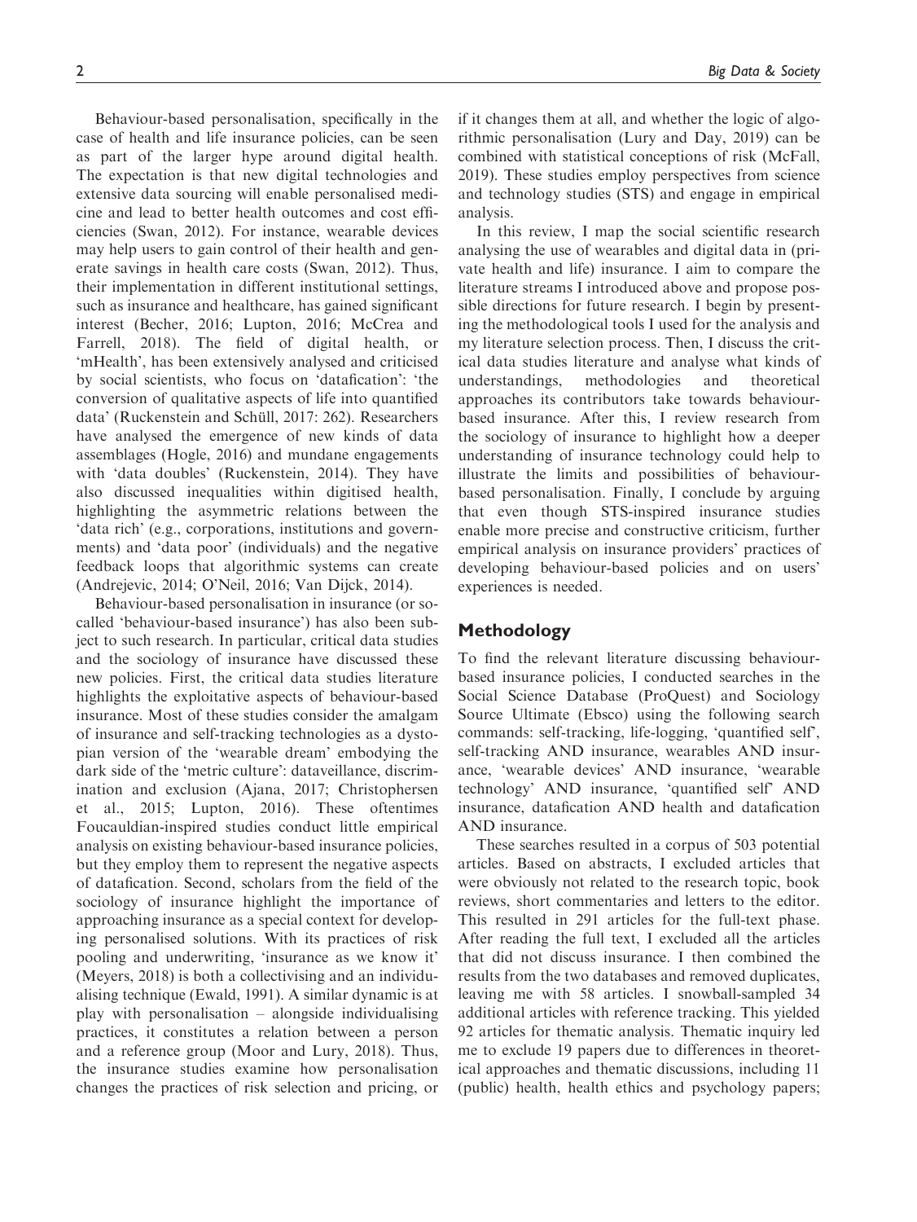Behaviour-based personalisation, specifically in the case of health and life insurance policies, can be seen as part of the larger hype around digital health. The expectation is that new digital technologies and extensive data sourcing will enable personalised medicine and lead to better health outcomes and cost efficiencies (Swan, 2012). For instance, wearable devices may help users to gain control of their health and generate savings in health care costs (Swan, 2012). Thus, their implementation in different institutional settings, such as insurance and healthcare, has gained significant interest (Becher, 2016; Lupton, 2016; McCrea and Farrell, 2018). The field of digital health, or 'mHealth', has been extensively analysed and criticised by social scientists, who focus on 'datafication': 'the conversion of qualitative aspects of life into quantified data' (Ruckenstein and Schüll, 2017: 262). Researchers have analysed the emergence of new kinds of data assemblages (Hogle, 2016) and mundane engagements with 'data doubles' (Ruckenstein, 2014). They have also discussed inequalities within digitised health, highlighting the asymmetric relations between the 'data rich' (e.g., corporations, institutions and governments) and 'data poor' (individuals) and the negative feedback loops that algorithmic systems can create (Andrejevic, 2014; O'Neil, 2016; Van Dijck, 2014).

Behaviour-based personalisation in insurance (or so-called 'behaviour-based insurance') has also been subject to such research. In particular, critical data studies and the sociology of insurance have discussed these new policies. First, the critical data studies literature highlights the exploitative aspects of behaviour-based insurance. Most of these studies consider the amalgam of insurance and self-tracking technologies as a dystopian version of the 'wearable dream' embodying the dark side of the 'metric culture': dataveillance, discrimination and exclusion (Ajana, 2017; Christophersen et al., 2015; Lupton, 2016). These oftentimes Foucauldian-inspired studies conduct little empirical analysis on existing behaviour-based insurance policies, but they employ them to represent the negative aspects of datafication. Second, scholars from the field of the sociology of insurance highlight the importance of approaching insurance as a special context for developing personalised solutions. With its practices of risk pooling and underwriting, 'insurance as we know it' (Meyers, 2018) is both a collectivising and an individualising technique (Ewald, 1991). A similar dynamic is at play with personalisation – alongside individualising practices, it constitutes a relation between a person and a reference group (Moor and Lury, 2018). Thus, the insurance studies examine how personalisation changes the practices of risk selection and pricing, or if it changes them at all, and whether the logic of algorithmic personalisation (Lury and Day, 2019) can be combined with statistical conceptions of risk (McFall, 2019). These studies employ perspectives from science and technology studies (STS) and engage in empirical analysis.

In this review, I map the social scientific research analysing the use of wearables and digital data in (private health and life) insurance. I aim to compare the literature streams I introduced above and propose possible directions for future research. I begin by presenting the methodological tools I used for the analysis and my literature selection process. Then, I discuss the critical data studies literature and analyse what kinds of understandings, methodologies and theoretical approaches its contributors take towards behaviour-based insurance. After this, I review research from the sociology of insurance to highlight how a deeper understanding of insurance technology could help to illustrate the limits and possibilities of behaviour-based personalisation. Finally, I conclude by arguing that even though STS-inspired insurance studies enable more precise and constructive criticism, further empirical analysis on insurance providers' practices of developing behaviour-based policies and on users' experiences is needed.

## Methodology

To find the relevant literature discussing behaviour-based insurance policies, I conducted searches in the Social Science Database (ProQuest) and Sociology Source Ultimate (Ebsco) using the following search commands: self-tracking, life-logging, 'quantified self', self-tracking AND insurance, wearables AND insurance, 'wearable devices' AND insurance, 'wearable technology' AND insurance, 'quantified self' AND insurance, datafication AND health and datafication AND insurance.

These searches resulted in a corpus of 503 potential articles. Based on abstracts, I excluded articles that were obviously not related to the research topic, book reviews, short commentaries and letters to the editor. This resulted in 291 articles for the full-text phase. After reading the full text, I excluded all the articles that did not discuss insurance. I then combined the results from the two databases and removed duplicates, leaving me with 58 articles. I snowball-sampled 34 additional articles with reference tracking. This yielded 92 articles for thematic analysis. Thematic inquiry led me to exclude 19 papers due to differences in theoretical approaches and thematic discussions, including 11 (public) health, health ethics and psychology papers;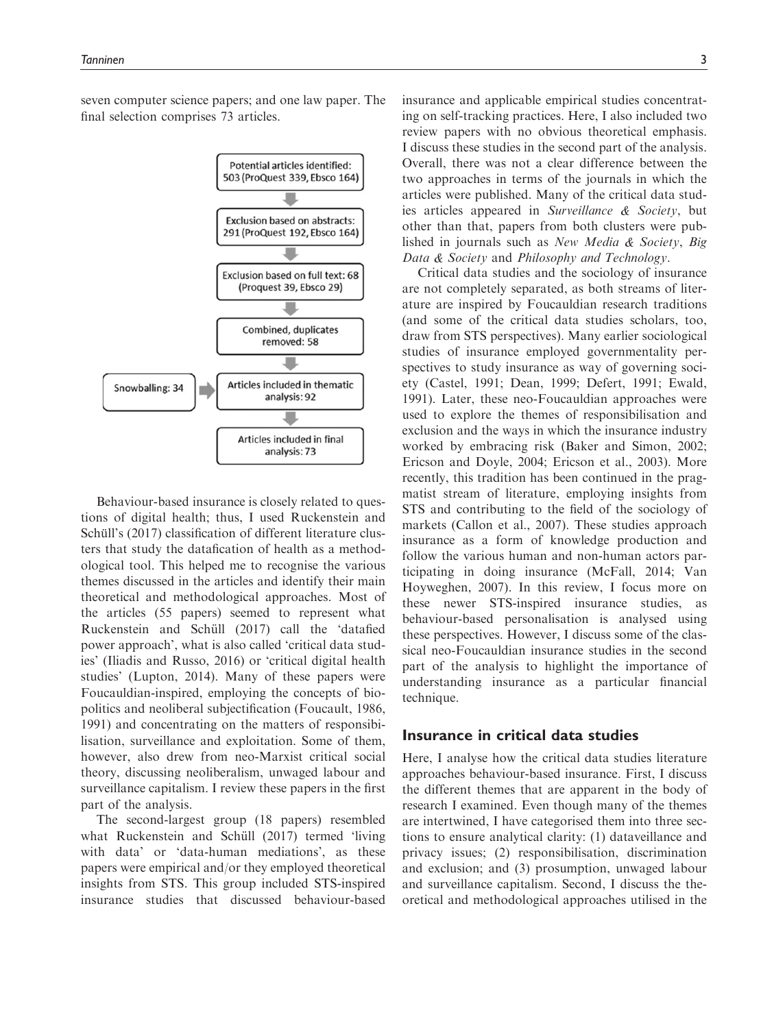seven computer science papers; and one law paper. The final selection comprises 73 articles.

Potential articles identified: 503 (ProQuest 339, Ebsco 164)
↓
Exclusion based on abstracts: 291 (ProQuest 192, Ebsco 164)
↓
Exclusion based on full text: 68 (Proquest 39, Ebsco 29)
↓
Combined, duplicates removed: 58
↓
Snowballing: 34 → Articles included in thematic analysis: 92
↓
Articles included in final analysis: 73

Behaviour-based insurance is closely related to questions of digital health; thus, I used Ruckenstein and Schüll's (2017) classification of different literature clusters that study the datafication of health as a methodological tool. This helped me to recognise the various themes discussed in the articles and identify their main theoretical and methodological approaches. Most of the articles (55 papers) seemed to represent what Ruckenstein and Schüll (2017) call the 'datafied power approach', what is also called 'critical data studies' (Iliadis and Russo, 2016) or 'critical digital health studies' (Lupton, 2014). Many of these papers were Foucauldian-inspired, employing the concepts of biopolitics and neoliberal subjectification (Foucault, 1986, 1991) and concentrating on the matters of responsibilisation, surveillance and exploitation. Some of them, however, also drew from neo-Marxist critical social theory, discussing neoliberalism, unwaged labour and surveillance capitalism. I review these papers in the first part of the analysis.

The second-largest group (18 papers) resembled what Ruckenstein and Schüll (2017) termed 'living with data' or 'data-human mediations', as these papers were empirical and/or they employed theoretical insights from STS. This group included STS-inspired insurance studies that discussed behaviour-based insurance and applicable empirical studies concentrating on self-tracking practices. Here, I also included two review papers with no obvious theoretical emphasis. I discuss these studies in the second part of the analysis. Overall, there was not a clear difference between the two approaches in terms of the journals in which the articles were published. Many of the critical data studies articles appeared in *Surveillance & Society*, but other than that, papers from both clusters were published in journals such as *New Media & Society*, *Big Data & Society* and *Philosophy and Technology*.

Critical data studies and the sociology of insurance are not completely separated, as both streams of literature are inspired by Foucauldian research traditions (and some of the critical data studies scholars, too, draw from STS perspectives). Many earlier sociological studies of insurance employed governmentality perspectives to study insurance as way of governing society (Castel, 1991; Dean, 1999; Defert, 1991; Ewald, 1991). Later, these neo-Foucauldian approaches were used to explore the themes of responsibilisation and exclusion and the ways in which the insurance industry worked by embracing risk (Baker and Simon, 2002; Ericson and Doyle, 2004; Ericson et al., 2003). More recently, this tradition has been continued in the pragmatist stream of literature, employing insights from STS and contributing to the field of the sociology of markets (Callon et al., 2007). These studies approach insurance as a form of knowledge production and follow the various human and non-human actors participating in doing insurance (McFall, 2014; Van Hoyweghen, 2007). In this review, I focus more on these newer STS-inspired insurance studies, as behaviour-based personalisation is analysed using these perspectives. However, I discuss some of the classical neo-Foucauldian insurance studies in the second part of the analysis to highlight the importance of understanding insurance as a particular financial technique.

## Insurance in critical data studies

Here, I analyse how the critical data studies literature approaches behaviour-based insurance. First, I discuss the different themes that are apparent in the body of research I examined. Even though many of the themes are intertwined, I have categorised them into three sections to ensure analytical clarity: (1) dataveillance and privacy issues; (2) responsibilisation, discrimination and exclusion; and (3) prosumption, unwaged labour and surveillance capitalism. Second, I discuss the theoretical and methodological approaches utilised in the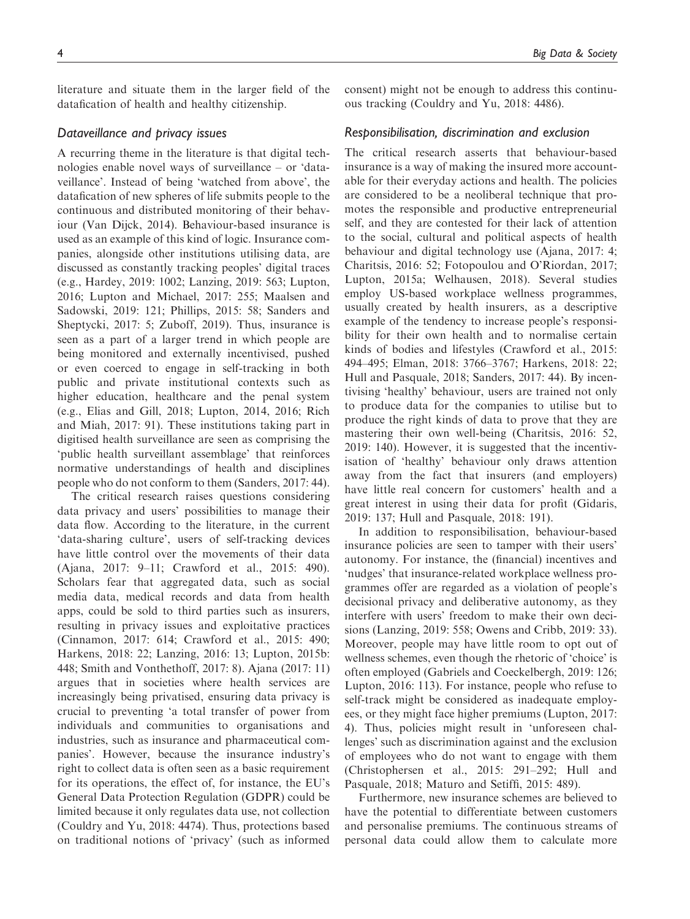literature and situate them in the larger field of the datafication of health and healthy citizenship.

### Dataveillance and privacy issues

A recurring theme in the literature is that digital technologies enable novel ways of surveillance – or 'dataveillance'. Instead of being 'watched from above', the datafication of new spheres of life submits people to the continuous and distributed monitoring of their behaviour (Van Dijck, 2014). Behaviour-based insurance is used as an example of this kind of logic. Insurance companies, alongside other institutions utilising data, are discussed as constantly tracking peoples' digital traces (e.g., Hardey, 2019: 1002; Lanzing, 2019: 563; Lupton, 2016; Lupton and Michael, 2017: 255; Maalsen and Sadowski, 2019: 121; Phillips, 2015: 58; Sanders and Sheptycki, 2017: 5; Zuboff, 2019). Thus, insurance is seen as a part of a larger trend in which people are being monitored and externally incentivised, pushed or even coerced to engage in self-tracking in both public and private institutional contexts such as higher education, healthcare and the penal system (e.g., Elias and Gill, 2018; Lupton, 2014, 2016; Rich and Miah, 2017: 91). These institutions taking part in digitised health surveillance are seen as comprising the 'public health surveillant assemblage' that reinforces normative understandings of health and disciplines people who do not conform to them (Sanders, 2017: 44).

The critical research raises questions considering data privacy and users' possibilities to manage their data flow. According to the literature, in the current 'data-sharing culture', users of self-tracking devices have little control over the movements of their data (Ajana, 2017: 9–11; Crawford et al., 2015: 490). Scholars fear that aggregated data, such as social media data, medical records and data from health apps, could be sold to third parties such as insurers, resulting in privacy issues and exploitative practices (Cinnamon, 2017: 614; Crawford et al., 2015: 490; Harkens, 2018: 22; Lanzing, 2016: 13; Lupton, 2015b: 448; Smith and Vonthethoff, 2017: 8). Ajana (2017: 11) argues that in societies where health services are increasingly being privatised, ensuring data privacy is crucial to preventing 'a total transfer of power from individuals and communities to organisations and industries, such as insurance and pharmaceutical companies'. However, because the insurance industry's right to collect data is often seen as a basic requirement for its operations, the effect of, for instance, the EU's General Data Protection Regulation (GDPR) could be limited because it only regulates data use, not collection (Couldry and Yu, 2018: 4474). Thus, protections based on traditional notions of 'privacy' (such as informed consent) might not be enough to address this continuous tracking (Couldry and Yu, 2018: 4486).

### Responsibilisation, discrimination and exclusion

The critical research asserts that behaviour-based insurance is a way of making the insured more accountable for their everyday actions and health. The policies are considered to be a neoliberal technique that promotes the responsible and productive entrepreneurial self, and they are contested for their lack of attention to the social, cultural and political aspects of health behaviour and digital technology use (Ajana, 2017: 4; Charitsis, 2016: 52; Fotopoulou and O'Riordan, 2017; Lupton, 2015a; Welhausen, 2018). Several studies employ US-based workplace wellness programmes, usually created by health insurers, as a descriptive example of the tendency to increase people's responsibility for their own health and to normalise certain kinds of bodies and lifestyles (Crawford et al., 2015: 494–495; Elman, 2018: 3766–3767; Harkens, 2018: 22; Hull and Pasquale, 2018; Sanders, 2017: 44). By incentivising 'healthy' behaviour, users are trained not only to produce data for the companies to utilise but to produce the right kinds of data to prove that they are mastering their own well-being (Charitsis, 2016: 52, 2019: 140). However, it is suggested that the incentivisation of 'healthy' behaviour only draws attention away from the fact that insurers (and employers) have little real concern for customers' health and a great interest in using their data for profit (Gidaris, 2019: 137; Hull and Pasquale, 2018: 191).

In addition to responsibilisation, behaviour-based insurance policies are seen to tamper with their users' autonomy. For instance, the (financial) incentives and 'nudges' that insurance-related workplace wellness programmes offer are regarded as a violation of people's decisional privacy and deliberative autonomy, as they interfere with users' freedom to make their own decisions (Lanzing, 2019: 558; Owens and Cribb, 2019: 33). Moreover, people may have little room to opt out of wellness schemes, even though the rhetoric of 'choice' is often employed (Gabriels and Coeckelbergh, 2019: 126; Lupton, 2016: 113). For instance, people who refuse to self-track might be considered as inadequate employees, or they might face higher premiums (Lupton, 2017: 4). Thus, policies might result in 'unforeseen challenges' such as discrimination against and the exclusion of employees who do not want to engage with them (Christophersen et al., 2015: 291–292; Hull and Pasquale, 2018; Maturo and Setiffi, 2015: 489).

Furthermore, new insurance schemes are believed to have the potential to differentiate between customers and personalise premiums. The continuous streams of personal data could allow them to calculate more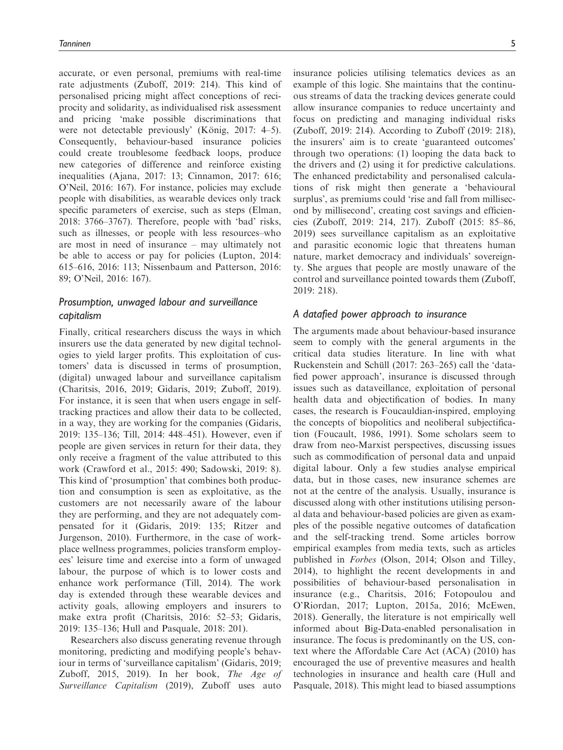accurate, or even personal, premiums with real-time rate adjustments (Zuboff, 2019: 214). This kind of personalised pricing might affect conceptions of reciprocity and solidarity, as individualised risk assessment and pricing 'make possible discriminations that were not detectable previously' (König, 2017: 4–5). Consequently, behaviour-based insurance policies could create troublesome feedback loops, produce new categories of difference and reinforce existing inequalities (Ajana, 2017: 13; Cinnamon, 2017: 616; O'Neil, 2016: 167). For instance, policies may exclude people with disabilities, as wearable devices only track specific parameters of exercise, such as steps (Elman, 2018: 3766–3767). Therefore, people with 'bad' risks, such as illnesses, or people with less resources–who are most in need of insurance – may ultimately not be able to access or pay for policies (Lupton, 2014: 615–616, 2016: 113; Nissenbaum and Patterson, 2016: 89; O'Neil, 2016: 167).

### Prosumption, unwaged labour and surveillance capitalism

Finally, critical researchers discuss the ways in which insurers use the data generated by new digital technologies to yield larger profits. This exploitation of customers' data is discussed in terms of prosumption, (digital) unwaged labour and surveillance capitalism (Charitsis, 2016, 2019; Gidaris, 2019; Zuboff, 2019). For instance, it is seen that when users engage in self-tracking practices and allow their data to be collected, in a way, they are working for the companies (Gidaris, 2019: 135–136; Till, 2014: 448–451). However, even if people are given services in return for their data, they only receive a fragment of the value attributed to this work (Crawford et al., 2015: 490; Sadowski, 2019: 8). This kind of 'prosumption' that combines both production and consumption is seen as exploitative, as the customers are not necessarily aware of the labour they are performing, and they are not adequately compensated for it (Gidaris, 2019: 135; Ritzer and Jurgenson, 2010). Furthermore, in the case of workplace wellness programmes, policies transform employees' leisure time and exercise into a form of unwaged labour, the purpose of which is to lower costs and enhance work performance (Till, 2014). The work day is extended through these wearable devices and activity goals, allowing employers and insurers to make extra profit (Charitsis, 2016: 52–53; Gidaris, 2019: 135–136; Hull and Pasquale, 2018: 201).

Researchers also discuss generating revenue through monitoring, predicting and modifying people's behaviour in terms of 'surveillance capitalism' (Gidaris, 2019; Zuboff, 2015, 2019). In her book, *The Age of Surveillance Capitalism* (2019), Zuboff uses auto insurance policies utilising telematics devices as an example of this logic. She maintains that the continuous streams of data the tracking devices generate could allow insurance companies to reduce uncertainty and focus on predicting and managing individual risks (Zuboff, 2019: 214). According to Zuboff (2019: 218), the insurers' aim is to create 'guaranteed outcomes' through two operations: (1) looping the data back to the drivers and (2) using it for predictive calculations. The enhanced predictability and personalised calculations of risk might then generate a 'behavioural surplus', as premiums could 'rise and fall from millisecond by millisecond', creating cost savings and efficiencies (Zuboff, 2019: 214, 217). Zuboff (2015: 85–86, 2019) sees surveillance capitalism as an exploitative and parasitic economic logic that threatens human nature, market democracy and individuals' sovereignty. She argues that people are mostly unaware of the control and surveillance pointed towards them (Zuboff, 2019: 218).

### A datafied power approach to insurance

The arguments made about behaviour-based insurance seem to comply with the general arguments in the critical data studies literature. In line with what Ruckenstein and Schüll (2017: 263–265) call the 'datafied power approach', insurance is discussed through issues such as dataveillance, exploitation of personal health data and objectification of bodies. In many cases, the research is Foucauldian-inspired, employing the concepts of biopolitics and neoliberal subjectification (Foucault, 1986, 1991). Some scholars seem to draw from neo-Marxist perspectives, discussing issues such as commodification of personal data and unpaid digital labour. Only a few studies analyse empirical data, but in those cases, new insurance schemes are not at the centre of the analysis. Usually, insurance is discussed along with other institutions utilising personal data and behaviour-based policies are given as examples of the possible negative outcomes of datafication and the self-tracking trend. Some articles borrow empirical examples from media texts, such as articles published in *Forbes* (Olson, 2014; Olson and Tilley, 2014), to highlight the recent developments in and possibilities of behaviour-based personalisation in insurance (e.g., Charitsis, 2016; Fotopoulou and O'Riordan, 2017; Lupton, 2015a, 2016; McEwen, 2018). Generally, the literature is not empirically well informed about Big-Data-enabled personalisation in insurance. The focus is predominantly on the US, context where the Affordable Care Act (ACA) (2010) has encouraged the use of preventive measures and health technologies in insurance and health care (Hull and Pasquale, 2018). This might lead to biased assumptions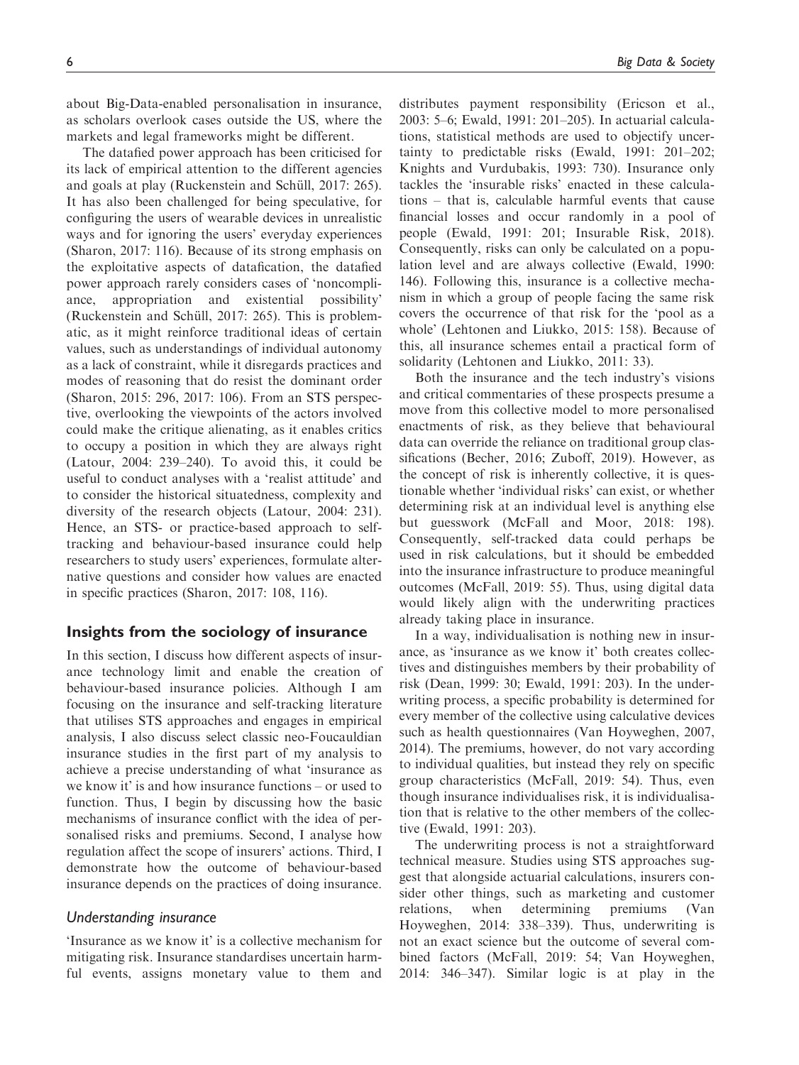about Big-Data-enabled personalisation in insurance, as scholars overlook cases outside the US, where the markets and legal frameworks might be different.

The datafied power approach has been criticised for its lack of empirical attention to the different agencies and goals at play (Ruckenstein and Schüll, 2017: 265). It has also been challenged for being speculative, for configuring the users of wearable devices in unrealistic ways and for ignoring the users' everyday experiences (Sharon, 2017: 116). Because of its strong emphasis on the exploitative aspects of datafication, the datafied power approach rarely considers cases of 'noncompliance, appropriation and existential possibility' (Ruckenstein and Schüll, 2017: 265). This is problematic, as it might reinforce traditional ideas of certain values, such as understandings of individual autonomy as a lack of constraint, while it disregards practices and modes of reasoning that do resist the dominant order (Sharon, 2015: 296, 2017: 106). From an STS perspective, overlooking the viewpoints of the actors involved could make the critique alienating, as it enables critics to occupy a position in which they are always right (Latour, 2004: 239–240). To avoid this, it could be useful to conduct analyses with a 'realist attitude' and to consider the historical situatedness, complexity and diversity of the research objects (Latour, 2004: 231). Hence, an STS- or practice-based approach to self-tracking and behaviour-based insurance could help researchers to study users' experiences, formulate alternative questions and consider how values are enacted in specific practices (Sharon, 2017: 108, 116).

## Insights from the sociology of insurance

In this section, I discuss how different aspects of insurance technology limit and enable the creation of behaviour-based insurance policies. Although I am focusing on the insurance and self-tracking literature that utilises STS approaches and engages in empirical analysis, I also discuss select classic neo-Foucauldian insurance studies in the first part of my analysis to achieve a precise understanding of what 'insurance as we know it' is and how insurance functions – or used to function. Thus, I begin by discussing how the basic mechanisms of insurance conflict with the idea of personalised risks and premiums. Second, I analyse how regulation affect the scope of insurers' actions. Third, I demonstrate how the outcome of behaviour-based insurance depends on the practices of doing insurance.

### *Understanding insurance*

'Insurance as we know it' is a collective mechanism for mitigating risk. Insurance standardises uncertain harmful events, assigns monetary value to them and distributes payment responsibility (Ericson et al., 2003: 5–6; Ewald, 1991: 201–205). In actuarial calculations, statistical methods are used to objectify uncertainty to predictable risks (Ewald, 1991: 201–202; Knights and Vurdubakis, 1993: 730). Insurance only tackles the 'insurable risks' enacted in these calculations – that is, calculable harmful events that cause financial losses and occur randomly in a pool of people (Ewald, 1991: 201; Insurable Risk, 2018). Consequently, risks can only be calculated on a population level and are always collective (Ewald, 1990: 146). Following this, insurance is a collective mechanism in which a group of people facing the same risk covers the occurrence of that risk for the 'pool as a whole' (Lehtonen and Liukko, 2015: 158). Because of this, all insurance schemes entail a practical form of solidarity (Lehtonen and Liukko, 2011: 33).

Both the insurance and the tech industry's visions and critical commentaries of these prospects presume a move from this collective model to more personalised enactments of risk, as they believe that behavioural data can override the reliance on traditional group classifications (Becher, 2016; Zuboff, 2019). However, as the concept of risk is inherently collective, it is questionable whether 'individual risks' can exist, or whether determining risk at an individual level is anything else but guesswork (McFall and Moor, 2018: 198). Consequently, self-tracked data could perhaps be used in risk calculations, but it should be embedded into the insurance infrastructure to produce meaningful outcomes (McFall, 2019: 55). Thus, using digital data would likely align with the underwriting practices already taking place in insurance.

In a way, individualisation is nothing new in insurance, as 'insurance as we know it' both creates collectives and distinguishes members by their probability of risk (Dean, 1999: 30; Ewald, 1991: 203). In the underwriting process, a specific probability is determined for every member of the collective using calculative devices such as health questionnaires (Van Hoyweghen, 2007, 2014). The premiums, however, do not vary according to individual qualities, but instead they rely on specific group characteristics (McFall, 2019: 54). Thus, even though insurance individualises risk, it is individualisation that is relative to the other members of the collective (Ewald, 1991: 203).

The underwriting process is not a straightforward technical measure. Studies using STS approaches suggest that alongside actuarial calculations, insurers consider other things, such as marketing and customer relations, when determining premiums (Van Hoyweghen, 2014: 338–339). Thus, underwriting is not an exact science but the outcome of several combined factors (McFall, 2019: 54; Van Hoyweghen, 2014: 346–347). Similar logic is at play in the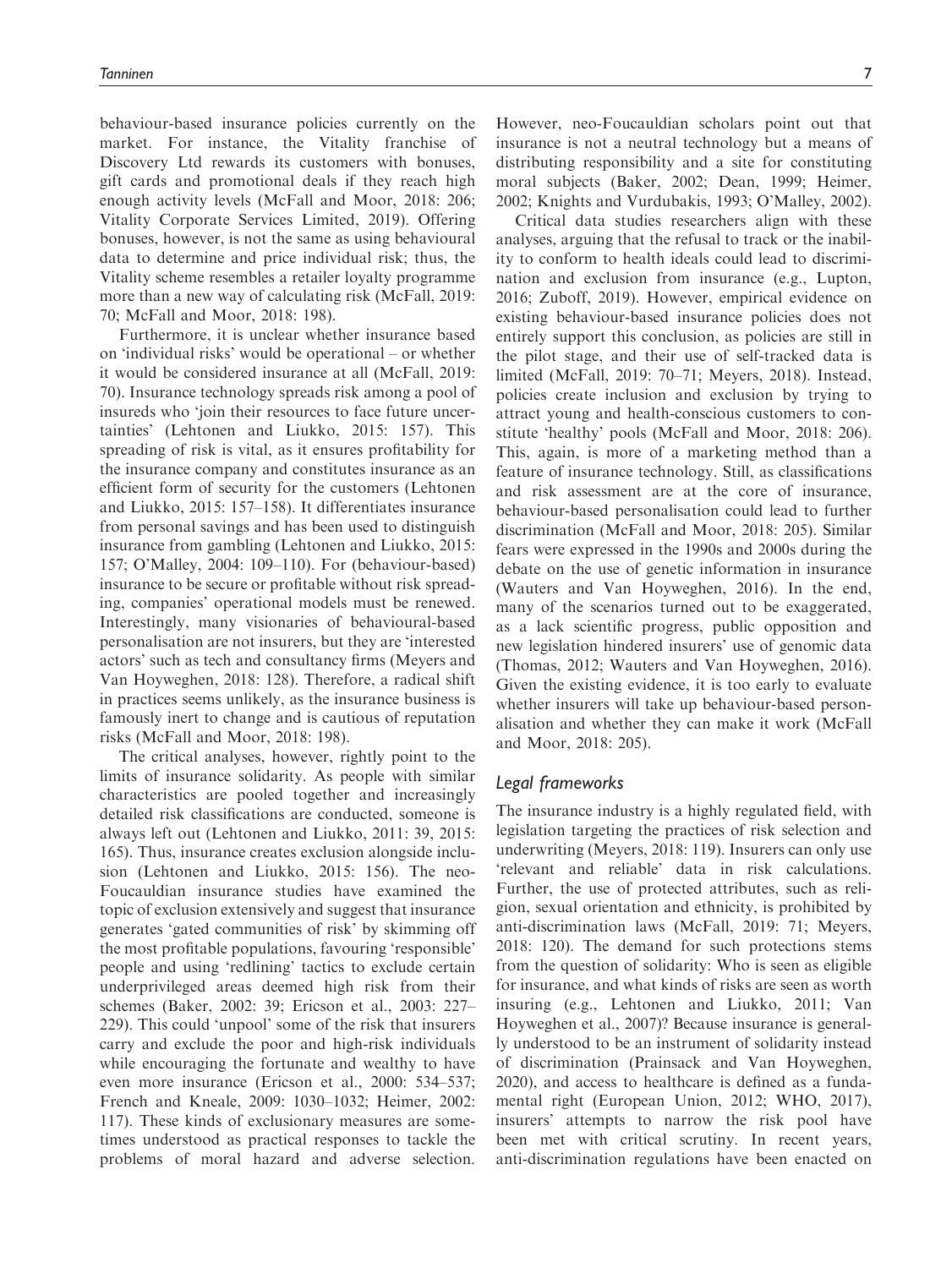behaviour-based insurance policies currently on the market. For instance, the Vitality franchise of Discovery Ltd rewards its customers with bonuses, gift cards and promotional deals if they reach high enough activity levels (McFall and Moor, 2018: 206; Vitality Corporate Services Limited, 2019). Offering bonuses, however, is not the same as using behavioural data to determine and price individual risk; thus, the Vitality scheme resembles a retailer loyalty programme more than a new way of calculating risk (McFall, 2019: 70; McFall and Moor, 2018: 198).

Furthermore, it is unclear whether insurance based on 'individual risks' would be operational – or whether it would be considered insurance at all (McFall, 2019: 70). Insurance technology spreads risk among a pool of insureds who 'join their resources to face future uncertainties' (Lehtonen and Liukko, 2015: 157). This spreading of risk is vital, as it ensures profitability for the insurance company and constitutes insurance as an efficient form of security for the customers (Lehtonen and Liukko, 2015: 157–158). It differentiates insurance from personal savings and has been used to distinguish insurance from gambling (Lehtonen and Liukko, 2015: 157; O'Malley, 2004: 109–110). For (behaviour-based) insurance to be secure or profitable without risk spreading, companies' operational models must be renewed. Interestingly, many visionaries of behavioural-based personalisation are not insurers, but they are 'interested actors' such as tech and consultancy firms (Meyers and Van Hoyweghen, 2018: 128). Therefore, a radical shift in practices seems unlikely, as the insurance business is famously inert to change and is cautious of reputation risks (McFall and Moor, 2018: 198).

The critical analyses, however, rightly point to the limits of insurance solidarity. As people with similar characteristics are pooled together and increasingly detailed risk classifications are conducted, someone is always left out (Lehtonen and Liukko, 2011: 39, 2015: 165). Thus, insurance creates exclusion alongside inclusion (Lehtonen and Liukko, 2015: 156). The neo-Foucauldian insurance studies have examined the topic of exclusion extensively and suggest that insurance generates 'gated communities of risk' by skimming off the most profitable populations, favouring 'responsible' people and using 'redlining' tactics to exclude certain underprivileged areas deemed high risk from their schemes (Baker, 2002: 39; Ericson et al., 2003: 227–229). This could 'unpool' some of the risk that insurers carry and exclude the poor and high-risk individuals while encouraging the fortunate and wealthy to have even more insurance (Ericson et al., 2000: 534–537; French and Kneale, 2009: 1030–1032; Heimer, 2002: 117). These kinds of exclusionary measures are sometimes understood as practical responses to tackle the problems of moral hazard and adverse selection. However, neo-Foucauldian scholars point out that insurance is not a neutral technology but a means of distributing responsibility and a site for constituting moral subjects (Baker, 2002; Dean, 1999; Heimer, 2002; Knights and Vurdubakis, 1993; O'Malley, 2002).

Critical data studies researchers align with these analyses, arguing that the refusal to track or the inability to conform to health ideals could lead to discrimination and exclusion from insurance (e.g., Lupton, 2016; Zuboff, 2019). However, empirical evidence on existing behaviour-based insurance policies does not entirely support this conclusion, as policies are still in the pilot stage, and their use of self-tracked data is limited (McFall, 2019: 70–71; Meyers, 2018). Instead, policies create inclusion and exclusion by trying to attract young and health-conscious customers to constitute 'healthy' pools (McFall and Moor, 2018: 206). This, again, is more of a marketing method than a feature of insurance technology. Still, as classifications and risk assessment are at the core of insurance, behaviour-based personalisation could lead to further discrimination (McFall and Moor, 2018: 205). Similar fears were expressed in the 1990s and 2000s during the debate on the use of genetic information in insurance (Wauters and Van Hoyweghen, 2016). In the end, many of the scenarios turned out to be exaggerated, as a lack scientific progress, public opposition and new legislation hindered insurers' use of genomic data (Thomas, 2012; Wauters and Van Hoyweghen, 2016). Given the existing evidence, it is too early to evaluate whether insurers will take up behaviour-based personalisation and whether they can make it work (McFall and Moor, 2018: 205).

### *Legal frameworks*

The insurance industry is a highly regulated field, with legislation targeting the practices of risk selection and underwriting (Meyers, 2018: 119). Insurers can only use 'relevant and reliable' data in risk calculations. Further, the use of protected attributes, such as religion, sexual orientation and ethnicity, is prohibited by anti-discrimination laws (McFall, 2019: 71; Meyers, 2018: 120). The demand for such protections stems from the question of solidarity: Who is seen as eligible for insurance, and what kinds of risks are seen as worth insuring (e.g., Lehtonen and Liukko, 2011; Van Hoyweghen et al., 2007)? Because insurance is generally understood to be an instrument of solidarity instead of discrimination (Prainsack and Van Hoyweghen, 2020), and access to healthcare is defined as a fundamental right (European Union, 2012; WHO, 2017), insurers' attempts to narrow the risk pool have been met with critical scrutiny. In recent years, anti-discrimination regulations have been enacted on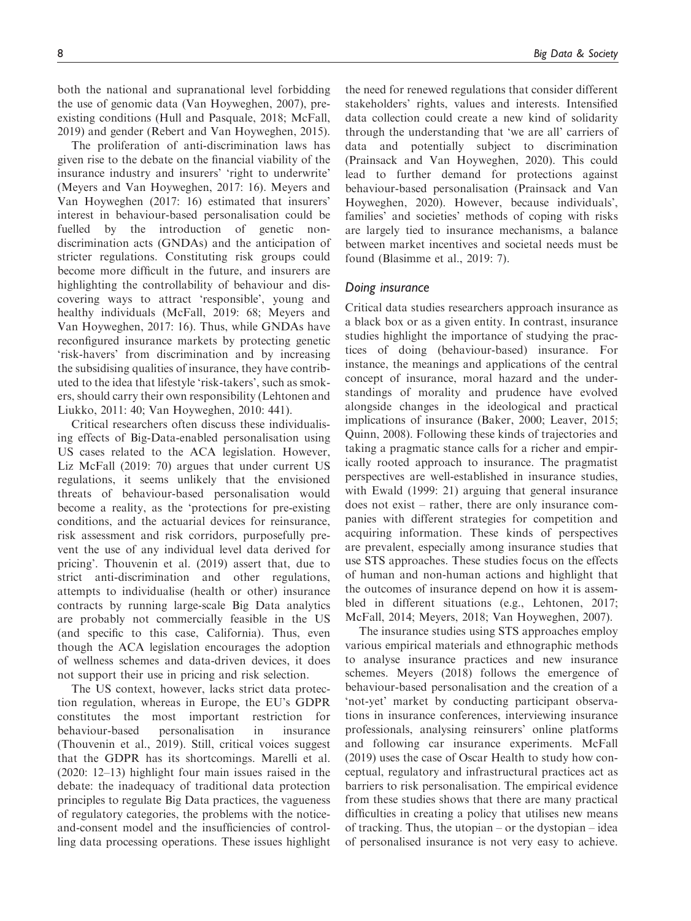both the national and supranational level forbidding the use of genomic data (Van Hoyweghen, 2007), preexisting conditions (Hull and Pasquale, 2018; McFall, 2019) and gender (Rebert and Van Hoyweghen, 2015).

The proliferation of anti-discrimination laws has given rise to the debate on the financial viability of the insurance industry and insurers' 'right to underwrite' (Meyers and Van Hoyweghen, 2017: 16). Meyers and Van Hoyweghen (2017: 16) estimated that insurers' interest in behaviour-based personalisation could be fuelled by the introduction of genetic non-discrimination acts (GNDAs) and the anticipation of stricter regulations. Constituting risk groups could become more difficult in the future, and insurers are highlighting the controllability of behaviour and discovering ways to attract 'responsible', young and healthy individuals (McFall, 2019: 68; Meyers and Van Hoyweghen, 2017: 16). Thus, while GNDAs have reconfigured insurance markets by protecting genetic 'risk-havers' from discrimination and by increasing the subsidising qualities of insurance, they have contributed to the idea that lifestyle 'risk-takers', such as smokers, should carry their own responsibility (Lehtonen and Liukko, 2011: 40; Van Hoyweghen, 2010: 441).

Critical researchers often discuss these individualising effects of Big-Data-enabled personalisation using US cases related to the ACA legislation. However, Liz McFall (2019: 70) argues that under current US regulations, it seems unlikely that the envisioned threats of behaviour-based personalisation would become a reality, as the 'protections for pre-existing conditions, and the actuarial devices for reinsurance, risk assessment and risk corridors, purposefully prevent the use of any individual level data derived for pricing'. Thouvenin et al. (2019) assert that, due to strict anti-discrimination and other regulations, attempts to individualise (health or other) insurance contracts by running large-scale Big Data analytics are probably not commercially feasible in the US (and specific to this case, California). Thus, even though the ACA legislation encourages the adoption of wellness schemes and data-driven devices, it does not support their use in pricing and risk selection.

The US context, however, lacks strict data protection regulation, whereas in Europe, the EU's GDPR constitutes the most important restriction for behaviour-based personalisation in insurance (Thouvenin et al., 2019). Still, critical voices suggest that the GDPR has its shortcomings. Marelli et al. (2020: 12–13) highlight four main issues raised in the debate: the inadequacy of traditional data protection principles to regulate Big Data practices, the vagueness of regulatory categories, the problems with the notice-and-consent model and the insufficiencies of controlling data processing operations. These issues highlight the need for renewed regulations that consider different stakeholders' rights, values and interests. Intensified data collection could create a new kind of solidarity through the understanding that 'we are all' carriers of data and potentially subject to discrimination (Prainsack and Van Hoyweghen, 2020). This could lead to further demand for protections against behaviour-based personalisation (Prainsack and Van Hoyweghen, 2020). However, because individuals', families' and societies' methods of coping with risks are largely tied to insurance mechanisms, a balance between market incentives and societal needs must be found (Blasimme et al., 2019: 7).

### *Doing insurance*

Critical data studies researchers approach insurance as a black box or as a given entity. In contrast, insurance studies highlight the importance of studying the practices of doing (behaviour-based) insurance. For instance, the meanings and applications of the central concept of insurance, moral hazard and the understandings of morality and prudence have evolved alongside changes in the ideological and practical implications of insurance (Baker, 2000; Leaver, 2015; Quinn, 2008). Following these kinds of trajectories and taking a pragmatic stance calls for a richer and empirically rooted approach to insurance. The pragmatist perspectives are well-established in insurance studies, with Ewald (1999: 21) arguing that general insurance does not exist – rather, there are only insurance companies with different strategies for competition and acquiring information. These kinds of perspectives are prevalent, especially among insurance studies that use STS approaches. These studies focus on the effects of human and non-human actions and highlight that the outcomes of insurance depend on how it is assembled in different situations (e.g., Lehtonen, 2017; McFall, 2014; Meyers, 2018; Van Hoyweghen, 2007).

The insurance studies using STS approaches employ various empirical materials and ethnographic methods to analyse insurance practices and new insurance schemes. Meyers (2018) follows the emergence of behaviour-based personalisation and the creation of a 'not-yet' market by conducting participant observations in insurance conferences, interviewing insurance professionals, analysing reinsurers' online platforms and following car insurance experiments. McFall (2019) uses the case of Oscar Health to study how conceptual, regulatory and infrastructural practices act as barriers to risk personalisation. The empirical evidence from these studies shows that there are many practical difficulties in creating a policy that utilises new means of tracking. Thus, the utopian – or the dystopian – idea of personalised insurance is not very easy to achieve.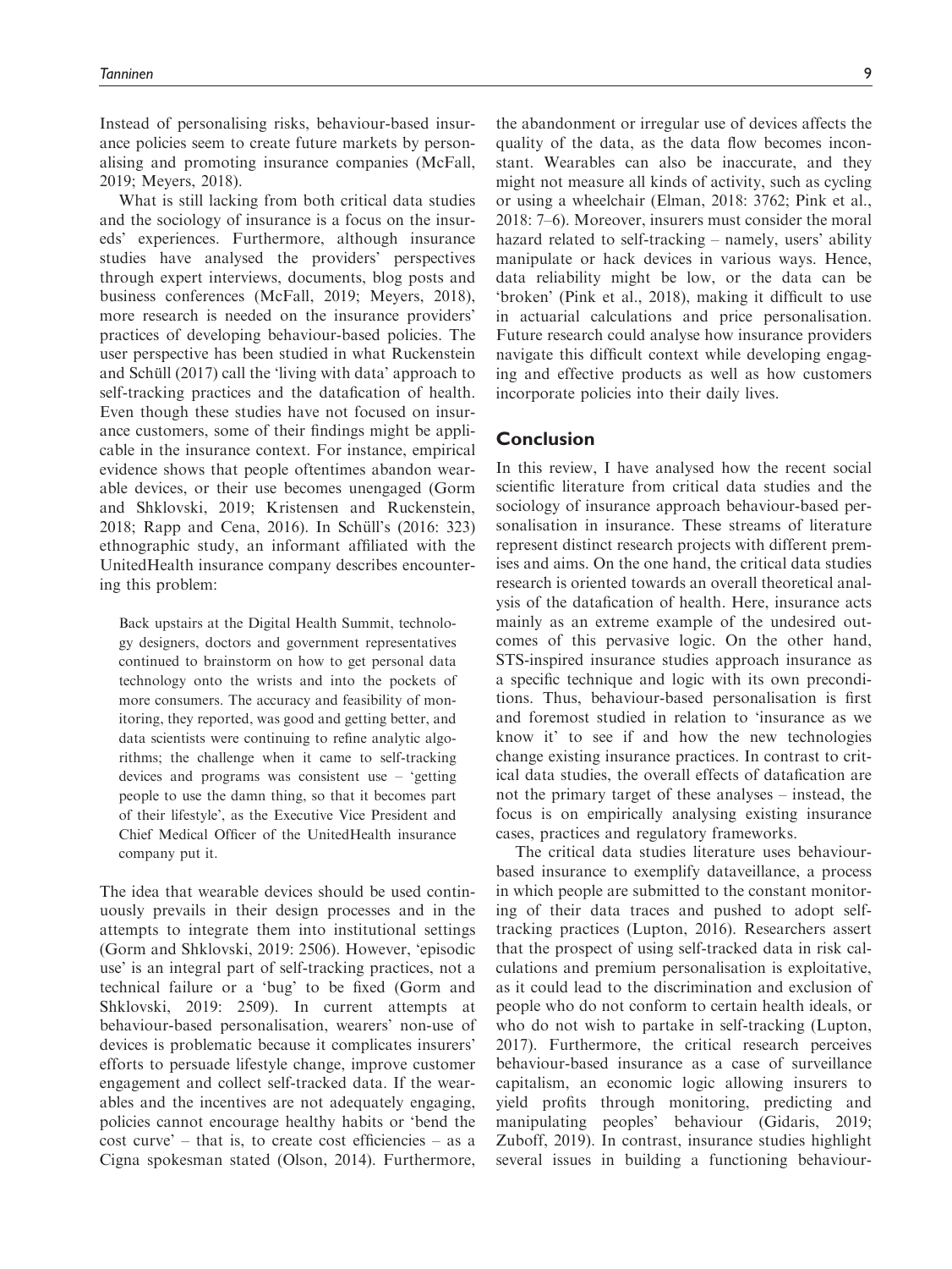Instead of personalising risks, behaviour-based insurance policies seem to create future markets by personalising and promoting insurance companies (McFall, 2019; Meyers, 2018).

What is still lacking from both critical data studies and the sociology of insurance is a focus on the insureds' experiences. Furthermore, although insurance studies have analysed the providers' perspectives through expert interviews, documents, blog posts and business conferences (McFall, 2019; Meyers, 2018), more research is needed on the insurance providers' practices of developing behaviour-based policies. The user perspective has been studied in what Ruckenstein and Schüll (2017) call the 'living with data' approach to self-tracking practices and the datafication of health. Even though these studies have not focused on insurance customers, some of their findings might be applicable in the insurance context. For instance, empirical evidence shows that people oftentimes abandon wearable devices, or their use becomes unengaged (Gorm and Shklovski, 2019; Kristensen and Ruckenstein, 2018; Rapp and Cena, 2016). In Schüll's (2016: 323) ethnographic study, an informant affiliated with the UnitedHealth insurance company describes encountering this problem:

> Back upstairs at the Digital Health Summit, technology designers, doctors and government representatives continued to brainstorm on how to get personal data technology onto the wrists and into the pockets of more consumers. The accuracy and feasibility of monitoring, they reported, was good and getting better, and data scientists were continuing to refine analytic algorithms; the challenge when it came to self-tracking devices and programs was consistent use – 'getting people to use the damn thing, so that it becomes part of their lifestyle', as the Executive Vice President and Chief Medical Officer of the UnitedHealth insurance company put it.

The idea that wearable devices should be used continuously prevails in their design processes and in the attempts to integrate them into institutional settings (Gorm and Shklovski, 2019: 2506). However, 'episodic use' is an integral part of self-tracking practices, not a technical failure or a 'bug' to be fixed (Gorm and Shklovski, 2019: 2509). In current attempts at behaviour-based personalisation, wearers' non-use of devices is problematic because it complicates insurers' efforts to persuade lifestyle change, improve customer engagement and collect self-tracked data. If the wearables and the incentives are not adequately engaging, policies cannot encourage healthy habits or 'bend the cost curve' – that is, to create cost efficiencies – as a Cigna spokesman stated (Olson, 2014). Furthermore, the abandonment or irregular use of devices affects the quality of the data, as the data flow becomes inconstant. Wearables can also be inaccurate, and they might not measure all kinds of activity, such as cycling or using a wheelchair (Elman, 2018: 3762; Pink et al., 2018: 7–6). Moreover, insurers must consider the moral hazard related to self-tracking – namely, users' ability manipulate or hack devices in various ways. Hence, data reliability might be low, or the data can be 'broken' (Pink et al., 2018), making it difficult to use in actuarial calculations and price personalisation. Future research could analyse how insurance providers navigate this difficult context while developing engaging and effective products as well as how customers incorporate policies into their daily lives.

## Conclusion

In this review, I have analysed how the recent social scientific literature from critical data studies and the sociology of insurance approach behaviour-based personalisation in insurance. These streams of literature represent distinct research projects with different premises and aims. On the one hand, the critical data studies research is oriented towards an overall theoretical analysis of the datafication of health. Here, insurance acts mainly as an extreme example of the undesired outcomes of this pervasive logic. On the other hand, STS-inspired insurance studies approach insurance as a specific technique and logic with its own preconditions. Thus, behaviour-based personalisation is first and foremost studied in relation to 'insurance as we know it' to see if and how the new technologies change existing insurance practices. In contrast to critical data studies, the overall effects of datafication are not the primary target of these analyses – instead, the focus is on empirically analysing existing insurance cases, practices and regulatory frameworks.

The critical data studies literature uses behaviour-based insurance to exemplify dataveillance, a process in which people are submitted to the constant monitoring of their data traces and pushed to adopt self-tracking practices (Lupton, 2016). Researchers assert that the prospect of using self-tracked data in risk calculations and premium personalisation is exploitative, as it could lead to the discrimination and exclusion of people who do not conform to certain health ideals, or who do not wish to partake in self-tracking (Lupton, 2017). Furthermore, the critical research perceives behaviour-based insurance as a case of surveillance capitalism, an economic logic allowing insurers to yield profits through monitoring, predicting and manipulating peoples' behaviour (Gidaris, 2019; Zuboff, 2019). In contrast, insurance studies highlight several issues in building a functioning behaviour-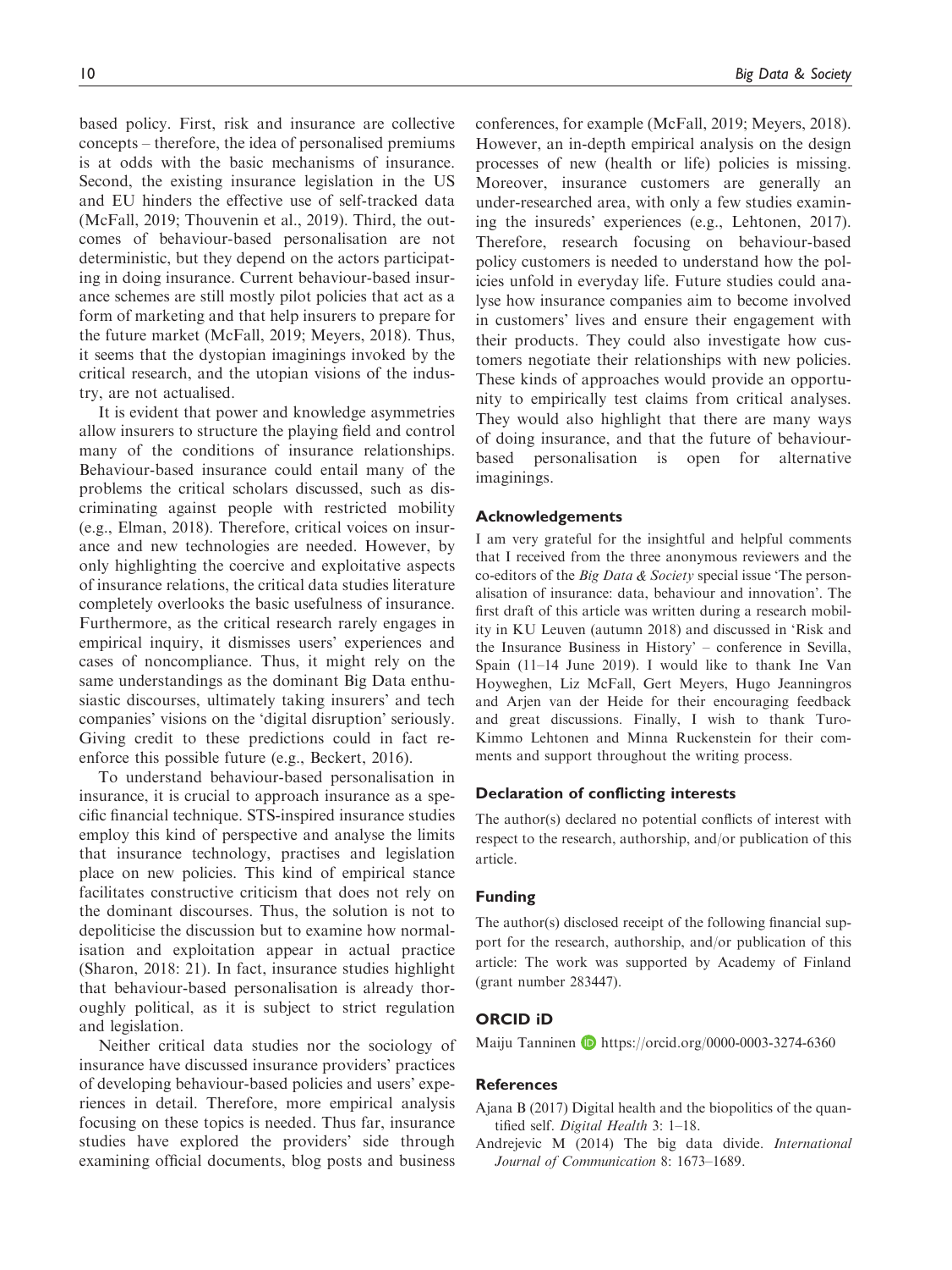based policy. First, risk and insurance are collective concepts – therefore, the idea of personalised premiums is at odds with the basic mechanisms of insurance. Second, the existing insurance legislation in the US and EU hinders the effective use of self-tracked data (McFall, 2019; Thouvenin et al., 2019). Third, the outcomes of behaviour-based personalisation are not deterministic, but they depend on the actors participating in doing insurance. Current behaviour-based insurance schemes are still mostly pilot policies that act as a form of marketing and that help insurers to prepare for the future market (McFall, 2019; Meyers, 2018). Thus, it seems that the dystopian imaginings invoked by the critical research, and the utopian visions of the industry, are not actualised.

It is evident that power and knowledge asymmetries allow insurers to structure the playing field and control many of the conditions of insurance relationships. Behaviour-based insurance could entail many of the problems the critical scholars discussed, such as discriminating against people with restricted mobility (e.g., Elman, 2018). Therefore, critical voices on insurance and new technologies are needed. However, by only highlighting the coercive and exploitative aspects of insurance relations, the critical data studies literature completely overlooks the basic usefulness of insurance. Furthermore, as the critical research rarely engages in empirical inquiry, it dismisses users' experiences and cases of noncompliance. Thus, it might rely on the same understandings as the dominant Big Data enthusiastic discourses, ultimately taking insurers' and tech companies' visions on the 'digital disruption' seriously. Giving credit to these predictions could in fact re-enforce this possible future (e.g., Beckert, 2016).

To understand behaviour-based personalisation in insurance, it is crucial to approach insurance as a specific financial technique. STS-inspired insurance studies employ this kind of perspective and analyse the limits that insurance technology, practises and legislation place on new policies. This kind of empirical stance facilitates constructive criticism that does not rely on the dominant discourses. Thus, the solution is not to depoliticise the discussion but to examine how normalisation and exploitation appear in actual practice (Sharon, 2018: 21). In fact, insurance studies highlight that behaviour-based personalisation is already thoroughly political, as it is subject to strict regulation and legislation.

Neither critical data studies nor the sociology of insurance have discussed insurance providers' practices of developing behaviour-based policies and users' experiences in detail. Therefore, more empirical analysis focusing on these topics is needed. Thus far, insurance studies have explored the providers' side through examining official documents, blog posts and business conferences, for example (McFall, 2019; Meyers, 2018). However, an in-depth empirical analysis on the design processes of new (health or life) policies is missing. Moreover, insurance customers are generally an under-researched area, with only a few studies examining the insureds' experiences (e.g., Lehtonen, 2017). Therefore, research focusing on behaviour-based policy customers is needed to understand how the policies unfold in everyday life. Future studies could analyse how insurance companies aim to become involved in customers' lives and ensure their engagement with their products. They could also investigate how customers negotiate their relationships with new policies. These kinds of approaches would provide an opportunity to empirically test claims from critical analyses. They would also highlight that there are many ways of doing insurance, and that the future of behaviour-based personalisation is open for alternative imaginings.

## Acknowledgements

I am very grateful for the insightful and helpful comments that I received from the three anonymous reviewers and the co-editors of the *Big Data & Society* special issue 'The personalisation of insurance: data, behaviour and innovation'. The first draft of this article was written during a research mobility in KU Leuven (autumn 2018) and discussed in 'Risk and the Insurance Business in History' – conference in Sevilla, Spain (11–14 June 2019). I would like to thank Ine Van Hoyweghen, Liz McFall, Gert Meyers, Hugo Jeanningros and Arjen van der Heide for their encouraging feedback and great discussions. Finally, I wish to thank Turo-Kimmo Lehtonen and Minna Ruckenstein for their comments and support throughout the writing process.

## Declaration of conflicting interests

The author(s) declared no potential conflicts of interest with respect to the research, authorship, and/or publication of this article.

## Funding

The author(s) disclosed receipt of the following financial support for the research, authorship, and/or publication of this article: The work was supported by Academy of Finland (grant number 283447).

## ORCID iD

Maiju Tanninen https://orcid.org/0000-0003-3274-6360

## References

Ajana B (2017) Digital health and the biopolitics of the quantified self. *Digital Health* 3: 1–18.

Andrejevic M (2014) The big data divide. *International Journal of Communication* 8: 1673–1689.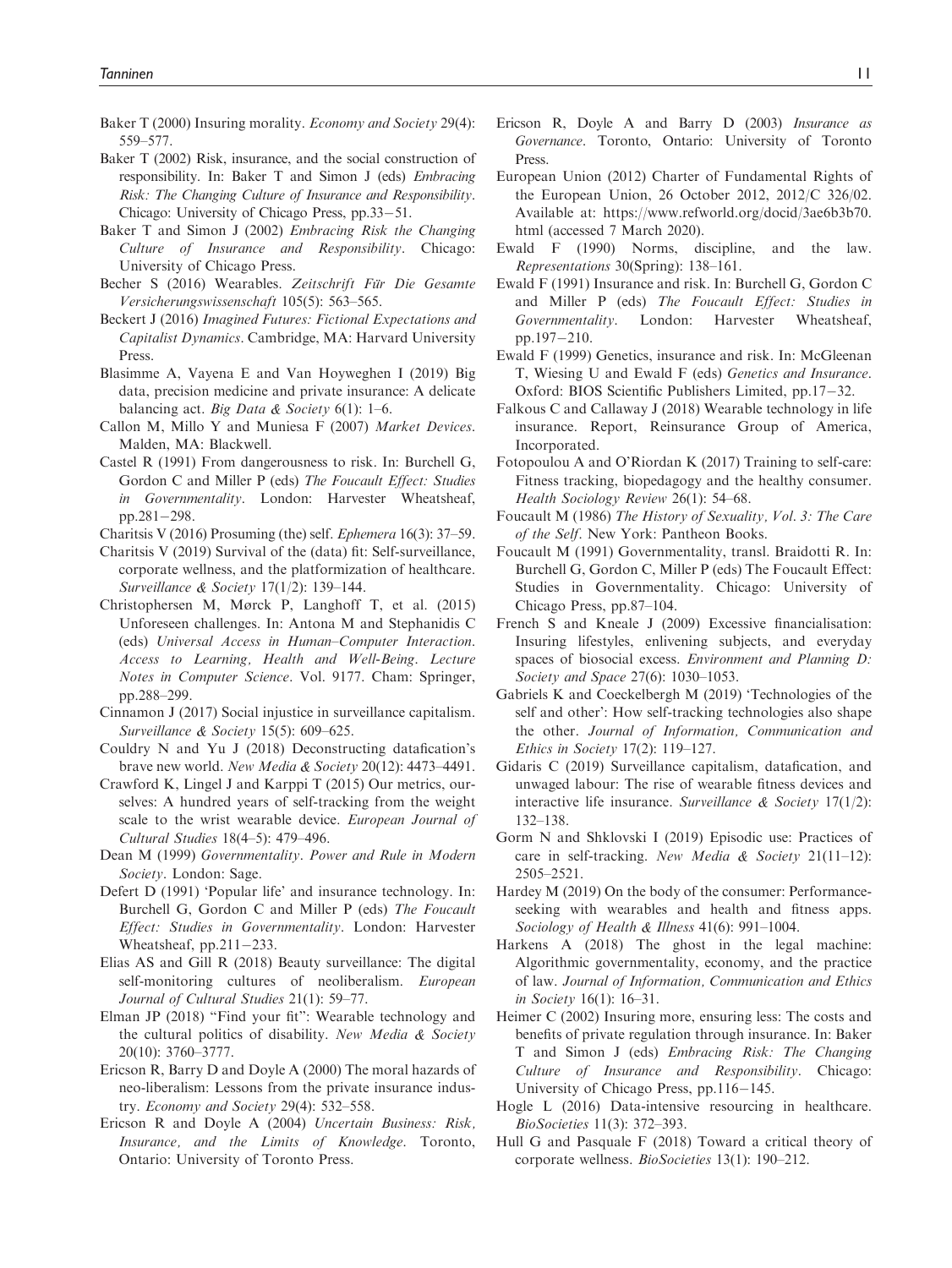Baker T (2000) Insuring morality. *Economy and Society* 29(4): 559–577.

Baker T (2002) Risk, insurance, and the social construction of responsibility. In: Baker T and Simon J (eds) *Embracing Risk: The Changing Culture of Insurance and Responsibility*. Chicago: University of Chicago Press, pp.33−51.

Baker T and Simon J (2002) *Embracing Risk the Changing Culture of Insurance and Responsibility*. Chicago: University of Chicago Press.

Becher S (2016) Wearables. *Zeitschrift Für Die Gesamte Versicherungswissenschaft* 105(5): 563–565.

Beckert J (2016) *Imagined Futures: Fictional Expectations and Capitalist Dynamics*. Cambridge, MA: Harvard University Press.

Blasimme A, Vayena E and Van Hoyweghen I (2019) Big data, precision medicine and private insurance: A delicate balancing act. *Big Data & Society* 6(1): 1–6.

Callon M, Millo Y and Muniesa F (2007) *Market Devices*. Malden, MA: Blackwell.

Castel R (1991) From dangerousness to risk. In: Burchell G, Gordon C and Miller P (eds) *The Foucault Effect: Studies in Governmentality*. London: Harvester Wheatsheaf, pp.281−298.

Charitsis V (2016) Prosuming (the) self. *Ephemera* 16(3): 37–59.

Charitsis V (2019) Survival of the (data) fit: Self-surveillance, corporate wellness, and the platformization of healthcare. *Surveillance & Society* 17(1/2): 139–144.

Christophersen M, Mørck P, Langhoff T, et al. (2015) Unforeseen challenges. In: Antona M and Stephanidis C (eds) *Universal Access in Human–Computer Interaction. Access to Learning, Health and Well-Being. Lecture Notes in Computer Science*. Vol. 9177. Cham: Springer, pp.288–299.

Cinnamon J (2017) Social injustice in surveillance capitalism. *Surveillance & Society* 15(5): 609–625.

Couldry N and Yu J (2018) Deconstructing datafication's brave new world. *New Media & Society* 20(12): 4473–4491.

Crawford K, Lingel J and Karppi T (2015) Our metrics, ourselves: A hundred years of self-tracking from the weight scale to the wrist wearable device. *European Journal of Cultural Studies* 18(4–5): 479–496.

Dean M (1999) *Governmentality*. *Power and Rule in Modern Society*. London: Sage.

Defert D (1991) 'Popular life' and insurance technology. In: Burchell G, Gordon C and Miller P (eds) *The Foucault Effect: Studies in Governmentality*. London: Harvester Wheatsheaf, pp.211−233.

Elias AS and Gill R (2018) Beauty surveillance: The digital self-monitoring cultures of neoliberalism. *European Journal of Cultural Studies* 21(1): 59–77.

Elman JP (2018) "Find your fit": Wearable technology and the cultural politics of disability. *New Media & Society* 20(10): 3760–3777.

Ericson R, Barry D and Doyle A (2000) The moral hazards of neo-liberalism: Lessons from the private insurance industry. *Economy and Society* 29(4): 532–558.

Ericson R and Doyle A (2004) *Uncertain Business: Risk, Insurance, and the Limits of Knowledge*. Toronto, Ontario: University of Toronto Press.

Ericson R, Doyle A and Barry D (2003) *Insurance as Governance*. Toronto, Ontario: University of Toronto Press.

European Union (2012) Charter of Fundamental Rights of the European Union, 26 October 2012, 2012/C 326/02. Available at: https://www.refworld.org/docid/3ae6b3b70.html (accessed 7 March 2020).

Ewald F (1990) Norms, discipline, and the law. *Representations* 30(Spring): 138–161.

Ewald F (1991) Insurance and risk. In: Burchell G, Gordon C and Miller P (eds) *The Foucault Effect: Studies in Governmentality*. London: Harvester Wheatsheaf, pp.197−210.

Ewald F (1999) Genetics, insurance and risk. In: McGleenan T, Wiesing U and Ewald F (eds) *Genetics and Insurance*. Oxford: BIOS Scientific Publishers Limited, pp.17−32.

Falkous C and Callaway J (2018) Wearable technology in life insurance. Report, Reinsurance Group of America, Incorporated.

Fotopoulou A and O'Riordan K (2017) Training to self-care: Fitness tracking, biopedagogy and the healthy consumer. *Health Sociology Review* 26(1): 54–68.

Foucault M (1986) *The History of Sexuality, Vol. 3: The Care of the Self*. New York: Pantheon Books.

Foucault M (1991) Governmentality, transl. Braidotti R. In: Burchell G, Gordon C, Miller P (eds) The Foucault Effect: Studies in Governmentality. Chicago: University of Chicago Press, pp.87–104.

French S and Kneale J (2009) Excessive financialisation: Insuring lifestyles, enlivening subjects, and everyday spaces of biosocial excess. *Environment and Planning D: Society and Space* 27(6): 1030–1053.

Gabriels K and Coeckelbergh M (2019) 'Technologies of the self and other': How self-tracking technologies also shape the other. *Journal of Information, Communication and Ethics in Society* 17(2): 119–127.

Gidaris C (2019) Surveillance capitalism, datafication, and unwaged labour: The rise of wearable fitness devices and interactive life insurance. *Surveillance & Society* 17(1/2): 132–138.

Gorm N and Shklovski I (2019) Episodic use: Practices of care in self-tracking. *New Media & Society* 21(11–12): 2505–2521.

Hardey M (2019) On the body of the consumer: Performance-seeking with wearables and health and fitness apps. *Sociology of Health & Illness* 41(6): 991–1004.

Harkens A (2018) The ghost in the legal machine: Algorithmic governmentality, economy, and the practice of law. *Journal of Information, Communication and Ethics in Society* 16(1): 16–31.

Heimer C (2002) Insuring more, ensuring less: The costs and benefits of private regulation through insurance. In: Baker T and Simon J (eds) *Embracing Risk: The Changing Culture of Insurance and Responsibility*. Chicago: University of Chicago Press, pp.116−145.

Hogle L (2016) Data-intensive resourcing in healthcare. *BioSocieties* 11(3): 372–393.

Hull G and Pasquale F (2018) Toward a critical theory of corporate wellness. *BioSocieties* 13(1): 190–212.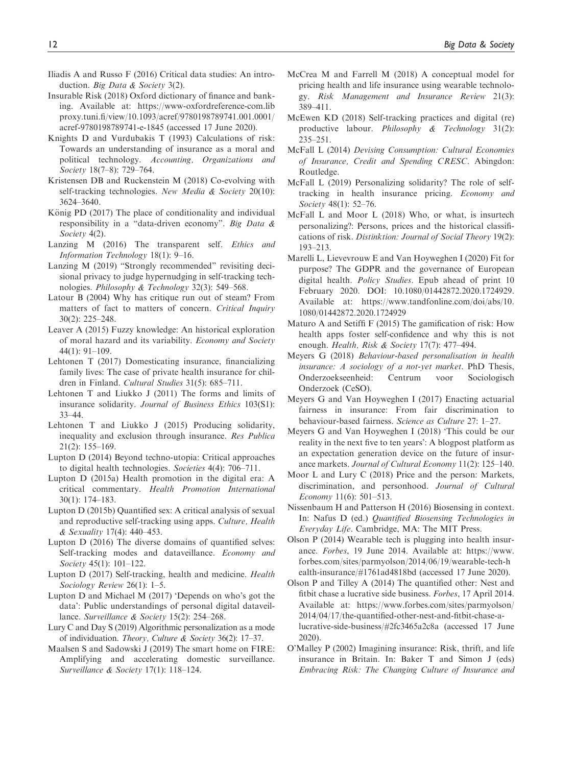Iliadis A and Russo F (2016) Critical data studies: An introduction. *Big Data & Society* 3(2).

Insurable Risk (2018) Oxford dictionary of finance and banking. Available at: https://www-oxfordreference-com.libproxy.tuni.fi/view/10.1093/acref/9780198789741.001.0001/acref-9780198789741-e-1845 (accessed 17 June 2020).

Knights D and Vurdubakis T (1993) Calculations of risk: Towards an understanding of insurance as a moral and political technology. *Accounting, Organizations and Society* 18(7–8): 729–764.

Kristensen DB and Ruckenstein M (2018) Co-evolving with self-tracking technologies. *New Media & Society* 20(10): 3624–3640.

König PD (2017) The place of conditionality and individual responsibility in a "data-driven economy". *Big Data & Society* 4(2).

Lanzing M (2016) The transparent self. *Ethics and Information Technology* 18(1): 9–16.

Lanzing M (2019) "Strongly recommended" revisiting decisional privacy to judge hypernudging in self-tracking technologies. *Philosophy & Technology* 32(3): 549–568.

Latour B (2004) Why has critique run out of steam? From matters of fact to matters of concern. *Critical Inquiry* 30(2): 225–248.

Leaver A (2015) Fuzzy knowledge: An historical exploration of moral hazard and its variability. *Economy and Society* 44(1): 91–109.

Lehtonen T (2017) Domesticating insurance, financializing family lives: The case of private health insurance for children in Finland. *Cultural Studies* 31(5): 685–711.

Lehtonen T and Liukko J (2011) The forms and limits of insurance solidarity. *Journal of Business Ethics* 103(S1): 33–44.

Lehtonen T and Liukko J (2015) Producing solidarity, inequality and exclusion through insurance. *Res Publica* 21(2): 155–169.

Lupton D (2014) Beyond techno-utopia: Critical approaches to digital health technologies. *Societies* 4(4): 706–711.

Lupton D (2015a) Health promotion in the digital era: A critical commentary. *Health Promotion International* 30(1): 174–183.

Lupton D (2015b) Quantified sex: A critical analysis of sexual and reproductive self-tracking using apps. *Culture, Health & Sexuality* 17(4): 440–453.

Lupton D (2016) The diverse domains of quantified selves: Self-tracking modes and dataveillance. *Economy and Society* 45(1): 101–122.

Lupton D (2017) Self-tracking, health and medicine. *Health Sociology Review* 26(1): 1–5.

Lupton D and Michael M (2017) 'Depends on who's got the data': Public understandings of personal digital dataveillance. *Surveillance & Society* 15(2): 254–268.

Lury C and Day S (2019) Algorithmic personalization as a mode of individuation. *Theory, Culture & Society* 36(2): 17–37.

Maalsen S and Sadowski J (2019) The smart home on FIRE: Amplifying and accelerating domestic surveillance. *Surveillance & Society* 17(1): 118–124.

McCrea M and Farrell M (2018) A conceptual model for pricing health and life insurance using wearable technology. *Risk Management and Insurance Review* 21(3): 389–411.

McEwen KD (2018) Self-tracking practices and digital (re) productive labour. *Philosophy & Technology* 31(2): 235–251.

McFall L (2014) *Devising Consumption: Cultural Economies of Insurance, Credit and Spending CRESC*. Abingdon: Routledge.

McFall L (2019) Personalizing solidarity? The role of self-tracking in health insurance pricing. *Economy and Society* 48(1): 52–76.

McFall L and Moor L (2018) Who, or what, is insurtech personalizing?: Persons, prices and the historical classifications of risk. *Distinktion: Journal of Social Theory* 19(2): 193–213.

Marelli L, Lievevrouw E and Van Hoyweghen I (2020) Fit for purpose? The GDPR and the governance of European digital health. *Policy Studies*. Epub ahead of print 10 February 2020. DOI: 10.1080/01442872.2020.1724929. Available at: https://www.tandfonline.com/doi/abs/10.1080/01442872.2020.1724929

Maturo A and Setiffi F (2015) The gamification of risk: How health apps foster self-confidence and why this is not enough. *Health, Risk & Society* 17(7): 477–494.

Meyers G (2018) *Behaviour-based personalisation in health insurance: A sociology of a not-yet market*. PhD Thesis, Onderzoekseenheid: Centrum voor Sociologisch Onderzoek (CeSO).

Meyers G and Van Hoyweghen I (2017) Enacting actuarial fairness in insurance: From fair discrimination to behaviour-based fairness. *Science as Culture* 27: 1–27.

Meyers G and Van Hoyweghen I (2018) 'This could be our reality in the next five to ten years': A blogpost platform as an expectation generation device on the future of insurance markets. *Journal of Cultural Economy* 11(2): 125–140.

Moor L and Lury C (2018) Price and the person: Markets, discrimination, and personhood. *Journal of Cultural Economy* 11(6): 501–513.

Nissenbaum H and Patterson H (2016) Biosensing in context. In: Nafus D (ed.) *Quantified Biosensing Technologies in Everyday Life*. Cambridge, MA: The MIT Press.

Olson P (2014) Wearable tech is plugging into health insurance. *Forbes*, 19 June 2014. Available at: https://www.forbes.com/sites/parmyolson/2014/06/19/wearable-tech-health-insurance/#1761ad4818bd (accessed 17 June 2020).

Olson P and Tilley A (2014) The quantified other: Nest and fitbit chase a lucrative side business. *Forbes*, 17 April 2014. Available at: https://www.forbes.com/sites/parmyolson/2014/04/17/the-quantified-other-nest-and-fitbit-chase-a-lucrative-side-business/#2fc3465a2c8a (accessed 17 June 2020).

O'Malley P (2002) Imagining insurance: Risk, thrift, and life insurance in Britain. In: Baker T and Simon J (eds) *Embracing Risk: The Changing Culture of Insurance and*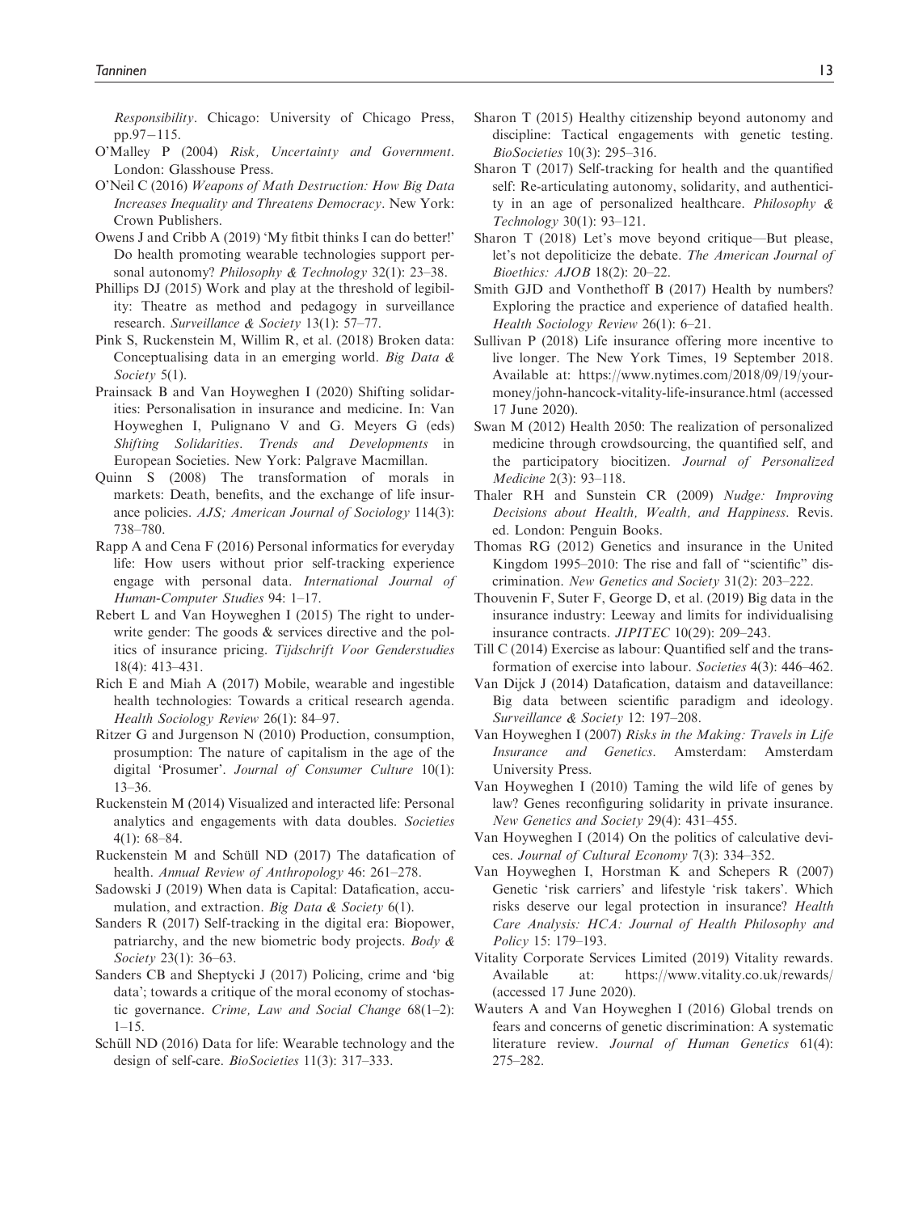Responsibility. Chicago: University of Chicago Press, pp.97–115.

O'Malley P (2004) *Risk, Uncertainty and Government*. London: Glasshouse Press.

O'Neil C (2016) *Weapons of Math Destruction: How Big Data Increases Inequality and Threatens Democracy*. New York: Crown Publishers.

Owens J and Cribb A (2019) 'My fitbit thinks I can do better!' Do health promoting wearable technologies support personal autonomy? *Philosophy & Technology* 32(1): 23–38.

Phillips DJ (2015) Work and play at the threshold of legibility: Theatre as method and pedagogy in surveillance research. *Surveillance & Society* 13(1): 57–77.

Pink S, Ruckenstein M, Willim R, et al. (2018) Broken data: Conceptualising data in an emerging world. *Big Data & Society* 5(1).

Prainsack B and Van Hoyweghen I (2020) Shifting solidarities: Personalisation in insurance and medicine. In: Van Hoyweghen I, Pulignano V and G. Meyers G (eds) *Shifting Solidarities. Trends and Developments in European Societies*. New York: Palgrave Macmillan.

Quinn S (2008) The transformation of morals in markets: Death, benefits, and the exchange of life insurance policies. *AJS; American Journal of Sociology* 114(3): 738–780.

Rapp A and Cena F (2016) Personal informatics for everyday life: How users without prior self-tracking experience engage with personal data. *International Journal of Human-Computer Studies* 94: 1–17.

Rebert L and Van Hoyweghen I (2015) The right to underwrite gender: The goods & services directive and the politics of insurance pricing. *Tijdschrift Voor Genderstudies* 18(4): 413–431.

Rich E and Miah A (2017) Mobile, wearable and ingestible health technologies: Towards a critical research agenda. *Health Sociology Review* 26(1): 84–97.

Ritzer G and Jurgenson N (2010) Production, consumption, prosumption: The nature of capitalism in the age of the digital 'Prosumer'. *Journal of Consumer Culture* 10(1): 13–36.

Ruckenstein M (2014) Visualized and interacted life: Personal analytics and engagements with data doubles. *Societies* 4(1): 68–84.

Ruckenstein M and Schüll ND (2017) The datafication of health. *Annual Review of Anthropology* 46: 261–278.

Sadowski J (2019) When data is Capital: Datafication, accumulation, and extraction. *Big Data & Society* 6(1).

Sanders R (2017) Self-tracking in the digital era: Biopower, patriarchy, and the new biometric body projects. *Body & Society* 23(1): 36–63.

Sanders CB and Sheptycki J (2017) Policing, crime and 'big data'; towards a critique of the moral economy of stochastic governance. *Crime, Law and Social Change* 68(1–2): 1–15.

Schüll ND (2016) Data for life: Wearable technology and the design of self-care. *BioSocieties* 11(3): 317–333.

Sharon T (2015) Healthy citizenship beyond autonomy and discipline: Tactical engagements with genetic testing. *BioSocieties* 10(3): 295–316.

Sharon T (2017) Self-tracking for health and the quantified self: Re-articulating autonomy, solidarity, and authenticity in an age of personalized healthcare. *Philosophy & Technology* 30(1): 93–121.

Sharon T (2018) Let's move beyond critique—But please, let's not depoliticize the debate. *The American Journal of Bioethics: AJOB* 18(2): 20–22.

Smith GJD and Vonthethoff B (2017) Health by numbers? Exploring the practice and experience of datafied health. *Health Sociology Review* 26(1): 6–21.

Sullivan P (2018) Life insurance offering more incentive to live longer. The New York Times, 19 September 2018. Available at: https://www.nytimes.com/2018/09/19/your-money/john-hancock-vitality-life-insurance.html (accessed 17 June 2020).

Swan M (2012) Health 2050: The realization of personalized medicine through crowdsourcing, the quantified self, and the participatory biocitizen. *Journal of Personalized Medicine* 2(3): 93–118.

Thaler RH and Sunstein CR (2009) *Nudge: Improving Decisions about Health, Wealth, and Happiness*. Revis. ed. London: Penguin Books.

Thomas RG (2012) Genetics and insurance in the United Kingdom 1995–2010: The rise and fall of "scientific" discrimination. *New Genetics and Society* 31(2): 203–222.

Thouvenin F, Suter F, George D, et al. (2019) Big data in the insurance industry: Leeway and limits for individualising insurance contracts. *JIPITEC* 10(29): 209–243.

Till C (2014) Exercise as labour: Quantified self and the transformation of exercise into labour. *Societies* 4(3): 446–462.

Van Dijck J (2014) Datafication, dataism and dataveillance: Big data between scientific paradigm and ideology. *Surveillance & Society* 12: 197–208.

Van Hoyweghen I (2007) *Risks in the Making: Travels in Life Insurance and Genetics*. Amsterdam: Amsterdam University Press.

Van Hoyweghen I (2010) Taming the wild life of genes by law? Genes reconfiguring solidarity in private insurance. *New Genetics and Society* 29(4): 431–455.

Van Hoyweghen I (2014) On the politics of calculative devices. *Journal of Cultural Economy* 7(3): 334–352.

Van Hoyweghen I, Horstman K and Schepers R (2007) Genetic 'risk carriers' and lifestyle 'risk takers'. Which risks deserve our legal protection in insurance? *Health Care Analysis: HCA: Journal of Health Philosophy and Policy* 15: 179–193.

Vitality Corporate Services Limited (2019) Vitality rewards. Available at: https://www.vitality.co.uk/rewards/ (accessed 17 June 2020).

Wauters A and Van Hoyweghen I (2016) Global trends on fears and concerns of genetic discrimination: A systematic literature review. *Journal of Human Genetics* 61(4): 275–282.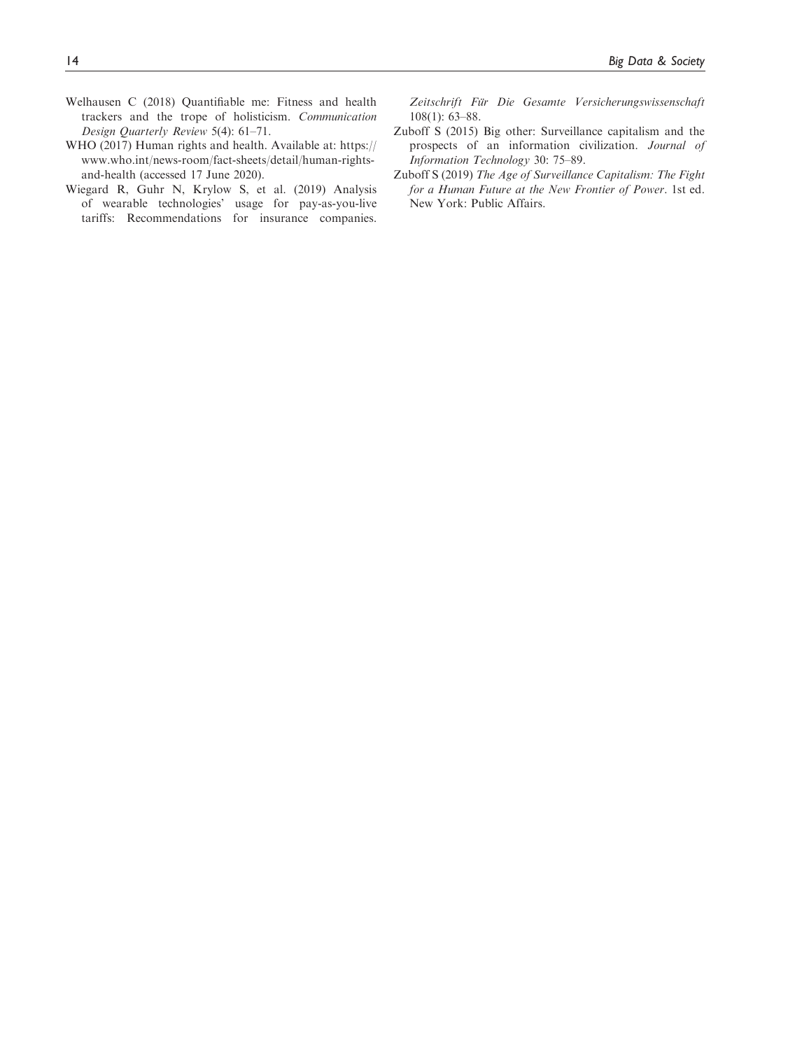Welhausen C (2018) Quantifiable me: Fitness and health trackers and the trope of holisticism. *Communication Design Quarterly Review* 5(4): 61–71.

WHO (2017) Human rights and health. Available at: https://www.who.int/news-room/fact-sheets/detail/human-rights-and-health (accessed 17 June 2020).

Wiegard R, Guhr N, Krylow S, et al. (2019) Analysis of wearable technologies' usage for pay-as-you-live tariffs: Recommendations for insurance companies. *Zeitschrift Für Die Gesamte Versicherungswissenschaft* 108(1): 63–88.

Zuboff S (2015) Big other: Surveillance capitalism and the prospects of an information civilization. *Journal of Information Technology* 30: 75–89.

Zuboff S (2019) *The Age of Surveillance Capitalism: The Fight for a Human Future at the New Frontier of Power*. 1st ed. New York: Public Affairs.